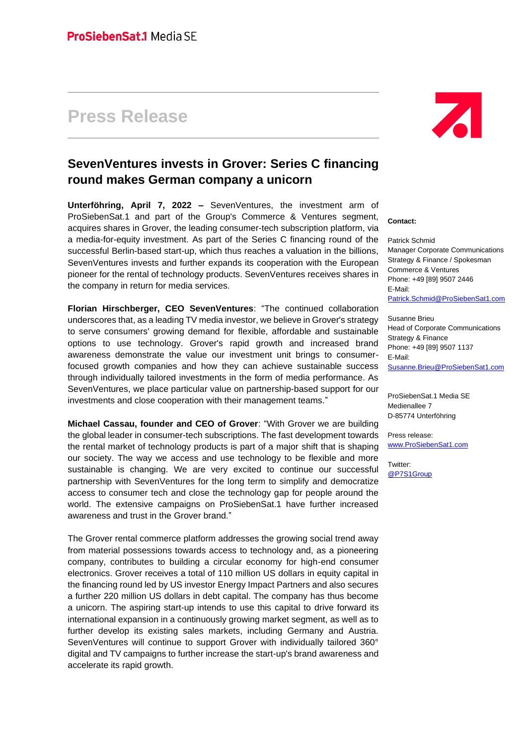ProSiebenSat.1 Media SE

# Press Release

## SevenVentures invests in Grover: Series C financing round makes German company a unicorn

**Unterföhring, April 7, 2022 –** SevenVentures, the investment arm of ProSiebenSat.1 and part of the Group's Commerce & Ventures segment, acquires shares in Grover, the leading consumer-tech subscription platform, via a media-for-equity investment. As part of the Series C financing round of the successful Berlin-based start-up, which thus reaches a valuation in the billions, SevenVentures invests and further expands its cooperation with the European pioneer for the rental of technology products. SevenVentures receives shares in the company in return for media services.

**Florian Hirschberger, CEO SevenVentures**: "The continued collaboration underscores that, as a leading TV media investor, we believe in Grover's strategy to serve consumers' growing demand for flexible, affordable and sustainable options to use technology. Grover's rapid growth and increased brand awareness demonstrate the value our investment unit brings to consumer-focused growth companies and how they can achieve sustainable success through individually tailored investments in the form of media performance. As SevenVentures, we place particular value on partnership-based support for our investments and close cooperation with their management teams."

**Michael Cassau, founder and CEO of Grover**: "With Grover we are building the global leader in consumer-tech subscriptions. The fast development towards the rental market of technology products is part of a major shift that is shaping our society. The way we access and use technology to be flexible and more sustainable is changing. We are very excited to continue our successful partnership with SevenVentures for the long term to simplify and democratize access to consumer tech and close the technology gap for people around the world. The extensive campaigns on ProSiebenSat.1 have further increased awareness and trust in the Grover brand."

The Grover rental commerce platform addresses the growing social trend away from material possessions towards access to technology and, as a pioneering company, contributes to building a circular economy for high-end consumer electronics. Grover receives a total of 110 million US dollars in equity capital in the financing round led by US investor Energy Impact Partners and also secures a further 220 million US dollars in debt capital. The company has thus become a unicorn. The aspiring start-up intends to use this capital to drive forward its international expansion in a continuously growing market segment, as well as to further develop its existing sales markets, including Germany and Austria. SevenVentures will continue to support Grover with individually tailored 360° digital and TV campaigns to further increase the start-up's brand awareness and accelerate its rapid growth.

**Contact:**

Patrick Schmid
Manager Corporate Communications
Strategy & Finance / Spokesman
Commerce & Ventures
Phone: +49 [89] 9507 2446
E-Mail:
Patrick.Schmid@ProSiebenSat1.com

Susanne Brieu
Head of Corporate Communications
Strategy & Finance
Phone: +49 [89] 9507 1137
E-Mail:
Susanne.Brieu@ProSiebenSat1.com

ProSiebenSat.1 Media SE
Medienallee 7
D-85774 Unterföhring

Press release:
www.ProSiebenSat1.com

Twitter:
@P7S1Group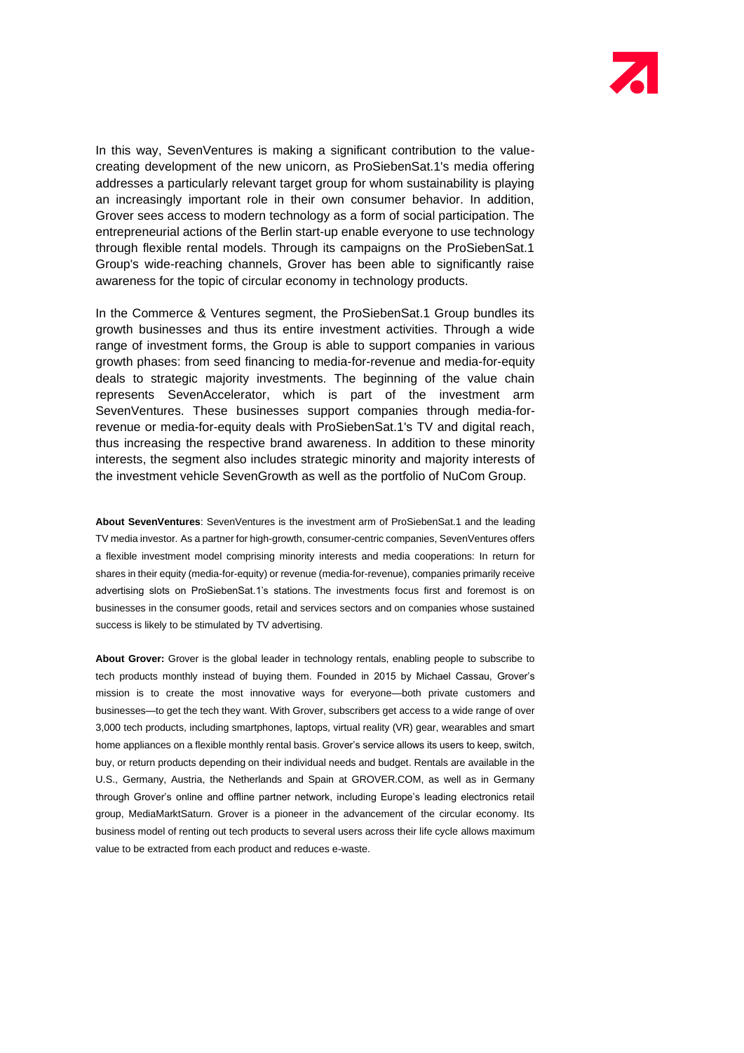In this way, SevenVentures is making a significant contribution to the value-creating development of the new unicorn, as ProSiebenSat.1's media offering addresses a particularly relevant target group for whom sustainability is playing an increasingly important role in their own consumer behavior. In addition, Grover sees access to modern technology as a form of social participation. The entrepreneurial actions of the Berlin start-up enable everyone to use technology through flexible rental models. Through its campaigns on the ProSiebenSat.1 Group's wide-reaching channels, Grover has been able to significantly raise awareness for the topic of circular economy in technology products.

In the Commerce & Ventures segment, the ProSiebenSat.1 Group bundles its growth businesses and thus its entire investment activities. Through a wide range of investment forms, the Group is able to support companies in various growth phases: from seed financing to media-for-revenue and media-for-equity deals to strategic majority investments. The beginning of the value chain represents SevenAccelerator, which is part of the investment arm SevenVentures. These businesses support companies through media-for-revenue or media-for-equity deals with ProSiebenSat.1's TV and digital reach, thus increasing the respective brand awareness. In addition to these minority interests, the segment also includes strategic minority and majority interests of the investment vehicle SevenGrowth as well as the portfolio of NuCom Group.

**About SevenVentures**: SevenVentures is the investment arm of ProSiebenSat.1 and the leading TV media investor. As a partner for high-growth, consumer-centric companies, SevenVentures offers a flexible investment model comprising minority interests and media cooperations: In return for shares in their equity (media-for-equity) or revenue (media-for-revenue), companies primarily receive advertising slots on ProSiebenSat.1's stations. The investments focus first and foremost is on businesses in the consumer goods, retail and services sectors and on companies whose sustained success is likely to be stimulated by TV advertising.

**About Grover:** Grover is the global leader in technology rentals, enabling people to subscribe to tech products monthly instead of buying them. Founded in 2015 by Michael Cassau, Grover's mission is to create the most innovative ways for everyone—both private customers and businesses—to get the tech they want. With Grover, subscribers get access to a wide range of over 3,000 tech products, including smartphones, laptops, virtual reality (VR) gear, wearables and smart home appliances on a flexible monthly rental basis. Grover's service allows its users to keep, switch, buy, or return products depending on their individual needs and budget. Rentals are available in the U.S., Germany, Austria, the Netherlands and Spain at GROVER.COM, as well as in Germany through Grover's online and offline partner network, including Europe's leading electronics retail group, MediaMarktSaturn. Grover is a pioneer in the advancement of the circular economy. Its business model of renting out tech products to several users across their life cycle allows maximum value to be extracted from each product and reduces e-waste.